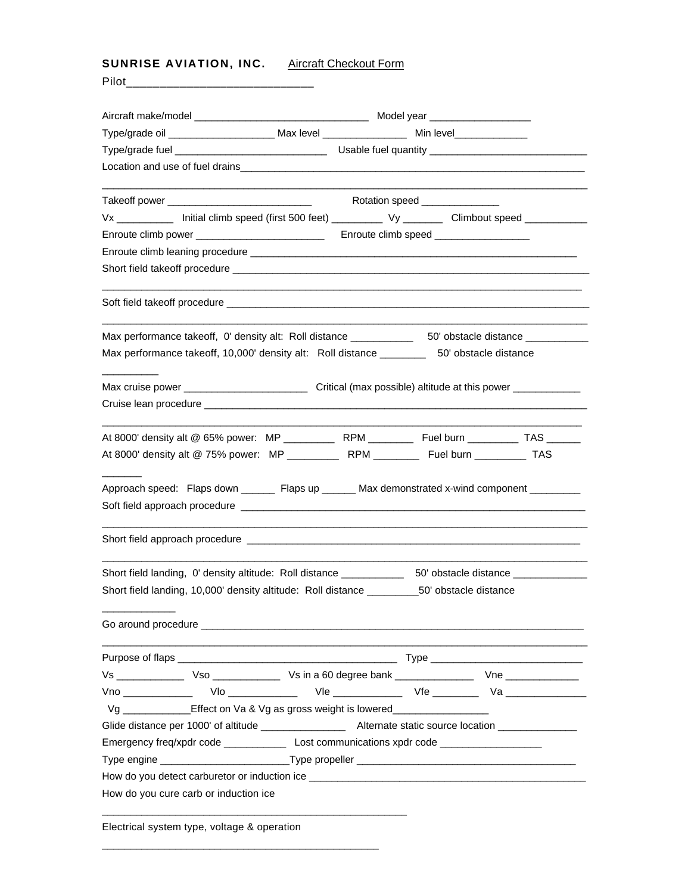**SUNRISE AVIATION, INC.** Aircraft Checkout Form

Pilot_____________________________

Aircraft make/model _______________________________ Model year __________________

Type/grade oil ___________________ Max level ________________ Min level_____________

Type/grade fuel ____________________________ Usable fuel quantity ____________________________

Location and use of fuel drains__________________________________________________________________

_____________________________________________________________________________________

Takeoff power __________________________ Rotation speed ______________

Vx __________ Initial climb speed (first 500 feet) _________ Vy _______ Climbout speed ___________

Enroute climb power ________________________ Enroute climb speed _________________

Enroute climb leaning procedure ____________________________________________________________

Short field takeoff procedure _________________________________________________________________

_____________________________________________________________________________________

Soft field takeoff procedure __________________________________________________________________

_____________________________________________________________________________________

Max performance takeoff, 0' density alt: Roll distance ___________ 50' obstacle distance ___________

Max performance takeoff, 10,000' density alt: Roll distance ________ 50' obstacle distance __________

Max cruise power ______________________ Critical (max possible) altitude at this power ____________

Cruise lean procedure _______________________________________________________________________

_____________________________________________________________________________________

At 8000' density alt @ 65% power: MP _________ RPM ________ Fuel burn _________ TAS ______

At 8000' density alt @ 75% power: MP _________ RPM ________ Fuel burn _________ TAS _______

Approach speed: Flaps down ______ Flaps up ______ Max demonstrated x-wind component _________

Soft field approach procedure _______________________________________________________________

_____________________________________________________________________________________

Short field approach procedure ______________________________________________________________

_____________________________________________________________________________________

Short field landing, 0' density altitude: Roll distance ___________ 50' obstacle distance _____________

Short field landing, 10,000' density altitude: Roll distance _________50' obstacle distance _____________

Go around procedure ________________________________________________________________________

_____________________________________________________________________________________

Purpose of flaps ______________________________________ Type ___________________________

Vs ____________ Vso ____________ Vs in a 60 degree bank ______________ Vne _____________

Vno ____________ Vlo ____________ Vle ____________ Vfe ________ Va ______________

Vg ____________Effect on Va & Vg as gross weight is lowered_________________

Glide distance per 1000' of altitude _______________ Alternate static source location ______________

Emergency freq/xpdr code ___________ Lost communications xpdr code __________________

Type engine _______________________Type propeller _______________________________________

How do you detect carburetor or induction ice __________________________________________________

How do you cure carb or induction ice _____________________________________________________

Electrical system type, voltage & operation _______________________________________________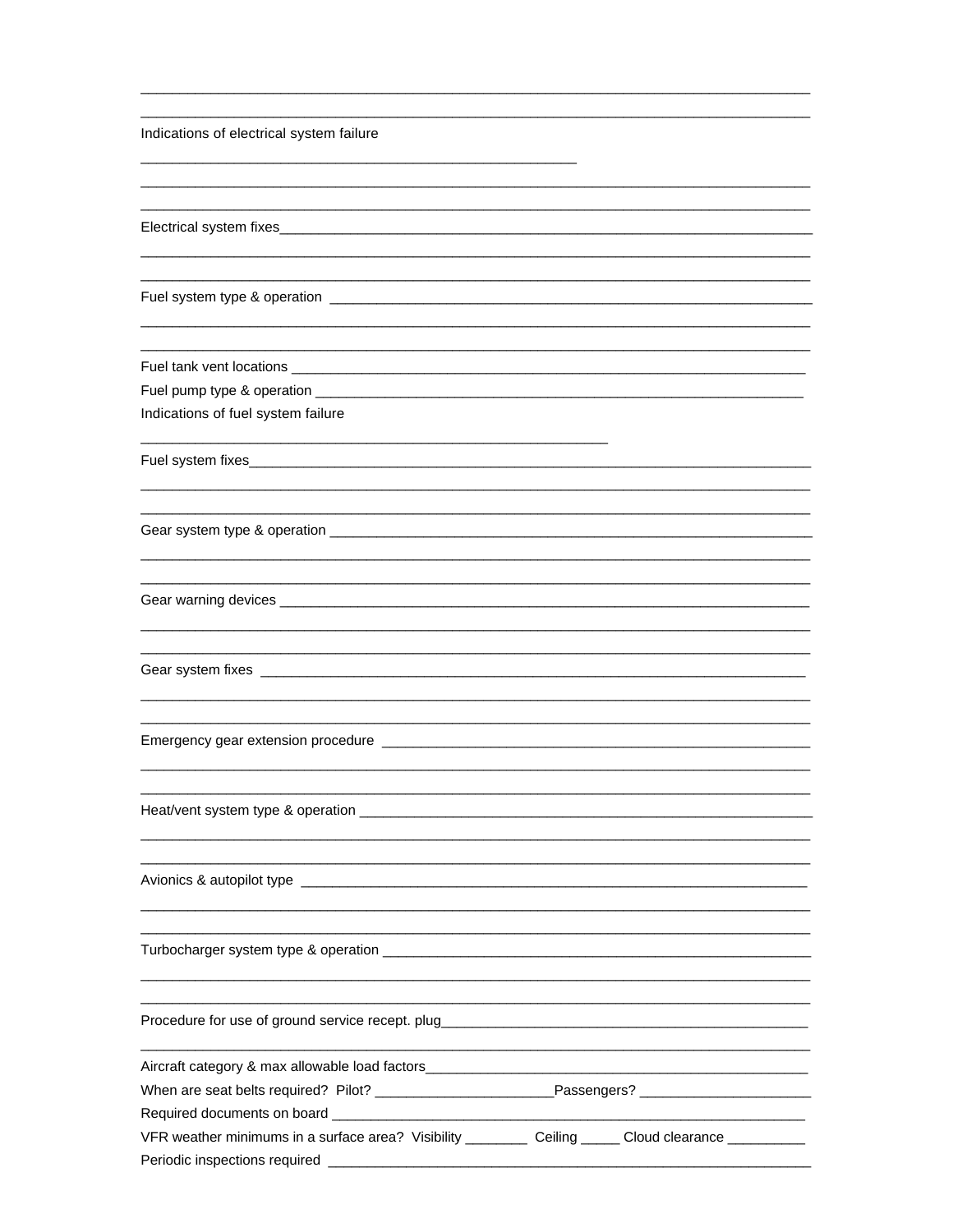______________________________________________________________________________

______________________________________________________________________________

Indications of electrical system failure

____________________________________________________

______________________________________________________________________________

______________________________________________________________________________

Electrical system fixes__________________________________________________________________

______________________________________________________________________________

______________________________________________________________________________

Fuel system type & operation ____________________________________________________________

______________________________________________________________________________

______________________________________________________________________________

Fuel tank vent locations _________________________________________________________________

Fuel pump type & operation ______________________________________________________________

Indications of fuel system failure

________________________________________________________

Fuel system fixes_______________________________________________________________________

______________________________________________________________________________

______________________________________________________________________________

Gear system type & operation _____________________________________________________________

______________________________________________________________________________

______________________________________________________________________________

Gear warning devices ____________________________________________________________________

______________________________________________________________________________

______________________________________________________________________________

Gear system fixes ______________________________________________________________________

______________________________________________________________________________

______________________________________________________________________________

Emergency gear extension procedure _______________________________________________________

______________________________________________________________________________

______________________________________________________________________________

Heat/vent system type & operation _________________________________________________________

______________________________________________________________________________

______________________________________________________________________________

Avionics & autopilot type ________________________________________________________________

______________________________________________________________________________

______________________________________________________________________________

Turbocharger system type & operation _______________________________________________________

______________________________________________________________________________

______________________________________________________________________________

Procedure for use of ground service recept. plug_______________________________________________

______________________________________________________________________________

Aircraft category & max allowable load factors_________________________________________________

When are seat belts required? Pilot? ______________________Passengers? _____________________

Required documents on board _____________________________________________________________

VFR weather minimums in a surface area? Visibility ________ Ceiling _____ Cloud clearance __________

Periodic inspections required _____________________________________________________________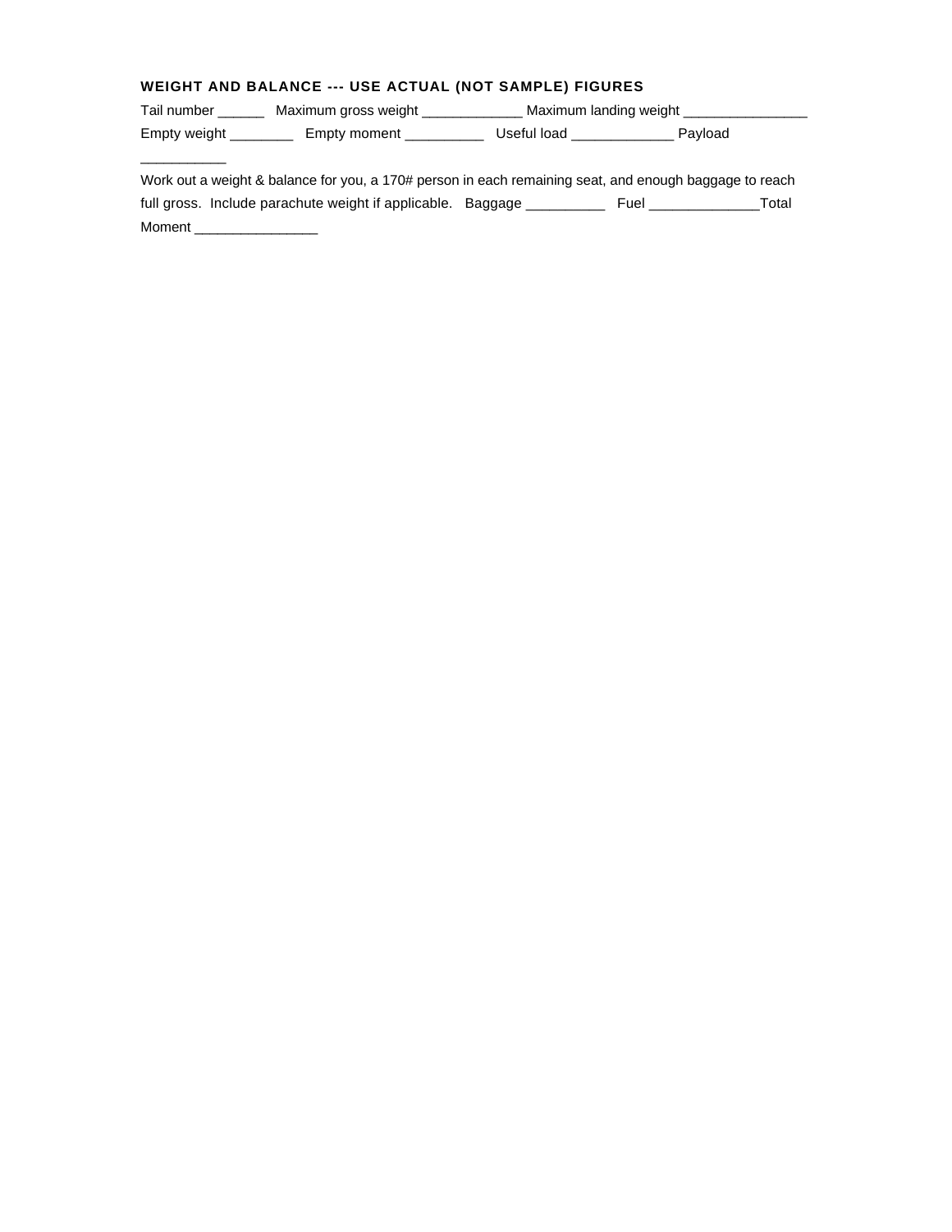**WEIGHT AND BALANCE --- USE ACTUAL (NOT SAMPLE) FIGURES**

Tail number ______ Maximum gross weight _____________ Maximum landing weight ________________
Empty weight ________ Empty moment __________ Useful load _____________ Payload ___________

Work out a weight & balance for you, a 170# person in each remaining seat, and enough baggage to reach full gross. Include parachute weight if applicable. Baggage __________ Fuel ______________Total Moment ________________